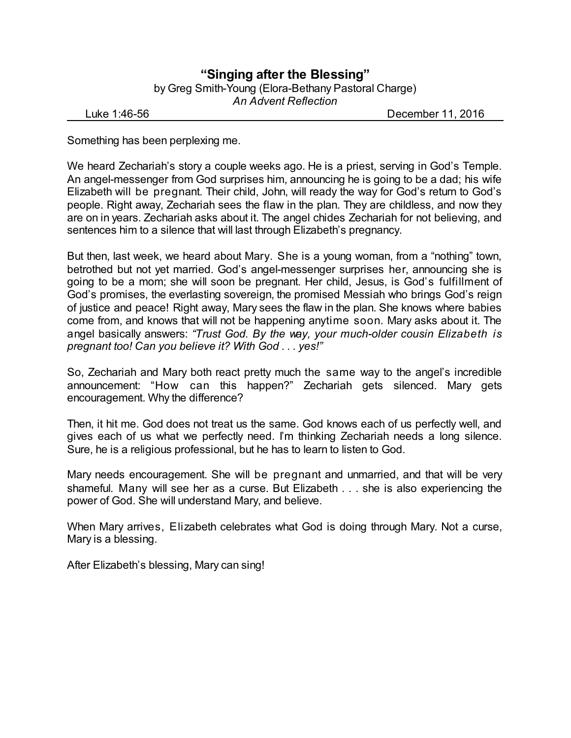# "Singing after the Blessing"

by Greg Smith-Young (Elora-Bethany Pastoral Charge)

*An Advent Reflection*

Luke 1:46-56 — December 11, 2016

Something has been perplexing me.

We heard Zechariah's story a couple weeks ago. He is a priest, serving in God's Temple. An angel-messenger from God surprises him, announcing he is going to be a dad; his wife Elizabeth will be pregnant. Their child, John, will ready the way for God's return to God's people. Right away, Zechariah sees the flaw in the plan. They are childless, and now they are on in years. Zechariah asks about it. The angel chides Zechariah for not believing, and sentences him to a silence that will last through Elizabeth's pregnancy.

But then, last week, we heard about Mary. She is a young woman, from a "nothing" town, betrothed but not yet married. God's angel-messenger surprises her, announcing she is going to be a mom; she will soon be pregnant. Her child, Jesus, is God's fulfillment of God's promises, the everlasting sovereign, the promised Messiah who brings God's reign of justice and peace! Right away, Mary sees the flaw in the plan. She knows where babies come from, and knows that will not be happening anytime soon. Mary asks about it. The angel basically answers: *"Trust God. By the way, your much-older cousin Elizabeth is pregnant too! Can you believe it? With God . . . yes!"*

So, Zechariah and Mary both react pretty much the same way to the angel's incredible announcement: "How can this happen?" Zechariah gets silenced. Mary gets encouragement. Why the difference?

Then, it hit me. God does not treat us the same. God knows each of us perfectly well, and gives each of us what we perfectly need. I'm thinking Zechariah needs a long silence. Sure, he is a religious professional, but he has to learn to listen to God.

Mary needs encouragement. She will be pregnant and unmarried, and that will be very shameful. Many will see her as a curse. But Elizabeth . . . she is also experiencing the power of God. She will understand Mary, and believe.

When Mary arrives, Elizabeth celebrates what God is doing through Mary. Not a curse, Mary is a blessing.

After Elizabeth's blessing, Mary can sing!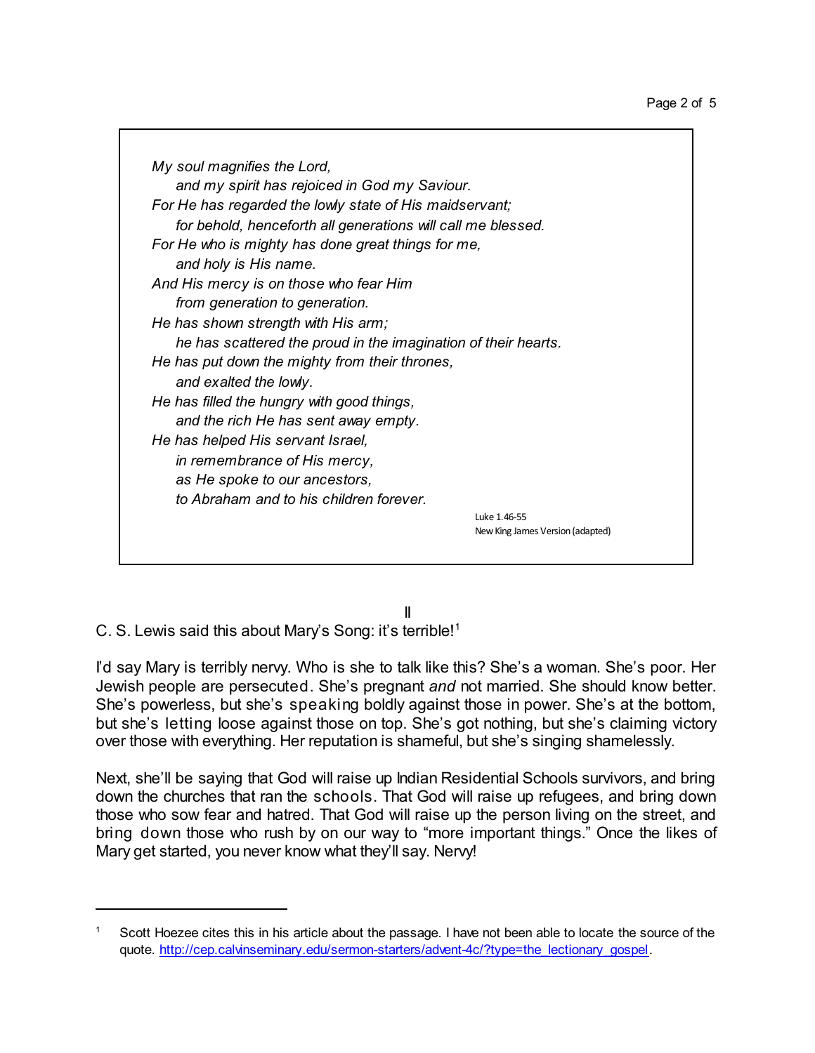*My soul magnifies the Lord,*  
*and my spirit has rejoiced in God my Saviour.*  
*For He has regarded the lowly state of His maidservant;*  
*for behold, henceforth all generations will call me blessed.*  
*For He who is mighty has done great things for me,*  
*and holy is His name.*  
*And His mercy is on those who fear Him*  
*from generation to generation.*  
*He has shown strength with His arm;*  
*he has scattered the proud in the imagination of their hearts.*  
*He has put down the mighty from their thrones,*  
*and exalted the lowly.*  
*He has filled the hungry with good things,*  
*and the rich He has sent away empty.*  
*He has helped His servant Israel,*  
*in remembrance of His mercy,*  
*as He spoke to our ancestors,*  
*to Abraham and to his children forever.*

Luke 1.46-55  
New King James Version (adapted)

## II

C. S. Lewis said this about Mary's Song: it's terrible![1]

I'd say Mary is terribly nervy. Who is she to talk like this? She's a woman. She's poor. Her Jewish people are persecuted. She's pregnant *and* not married. She should know better. She's powerless, but she's speaking boldly against those in power. She's at the bottom, but she's letting loose against those on top. She's got nothing, but she's claiming victory over those with everything. Her reputation is shameful, but she's singing shamelessly.

Next, she'll be saying that God will raise up Indian Residential Schools survivors, and bring down the churches that ran the schools. That God will raise up refugees, and bring down those who sow fear and hatred. That God will raise up the person living on the street, and bring down those who rush by on our way to "more important things." Once the likes of Mary get started, you never know what they'll say. Nervy!

---

[1] Scott Hoezee cites this in his article about the passage. I have not been able to locate the source of the quote. http://cep.calvinseminary.edu/sermon-starters/advent-4c/?type=the_lectionary_gospel.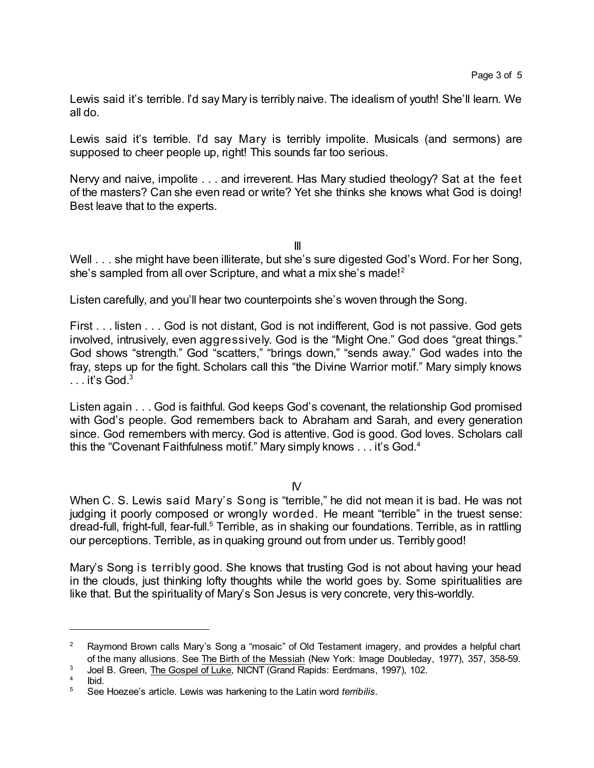Lewis said it's terrible. I'd say Mary is terribly naive. The idealism of youth! She'll learn. We all do.

Lewis said it's terrible. I'd say Mary is terribly impolite. Musicals (and sermons) are supposed to cheer people up, right! This sounds far too serious.

Nervy and naive, impolite . . . and irreverent. Has Mary studied theology? Sat at the feet of the masters? Can she even read or write? Yet she thinks she knows what God is doing! Best leave that to the experts.

III

Well . . . she might have been illiterate, but she's sure digested God's Word. For her Song, she's sampled from all over Scripture, and what a mix she's made![2]

Listen carefully, and you'll hear two counterpoints she's woven through the Song.

First . . . listen . . . God is not distant, God is not indifferent, God is not passive. God gets involved, intrusively, even aggressively. God is the "Might One." God does "great things." God shows "strength." God "scatters," "brings down," "sends away." God wades into the fray, steps up for the fight. Scholars call this "the Divine Warrior motif." Mary simply knows . . . it's God.[3]

Listen again . . . God is faithful. God keeps God's covenant, the relationship God promised with God's people. God remembers back to Abraham and Sarah, and every generation since. God remembers with mercy. God is attentive. God is good. God loves. Scholars call this the "Covenant Faithfulness motif." Mary simply knows . . . it's God.[4]

IV

When C. S. Lewis said Mary's Song is "terrible," he did not mean it is bad. He was not judging it poorly composed or wrongly worded. He meant "terrible" in the truest sense: dread-full, fright-full, fear-full.[5] Terrible, as in shaking our foundations. Terrible, as in rattling our perceptions. Terrible, as in quaking ground out from under us. Terribly good!

Mary's Song is terribly good. She knows that trusting God is not about having your head in the clouds, just thinking lofty thoughts while the world goes by. Some spiritualities are like that. But the spirituality of Mary's Son Jesus is very concrete, very this-worldly.

---

[2] Raymond Brown calls Mary's Song a "mosaic" of Old Testament imagery, and provides a helpful chart of the many allusions. See The Birth of the Messiah (New York: Image Doubleday, 1977), 357, 358-59.

[3] Joel B. Green, The Gospel of Luke, NICNT (Grand Rapids: Eerdmans, 1997), 102.

[4] Ibid.

[5] See Hoezee's article. Lewis was harkening to the Latin word *terribilis*.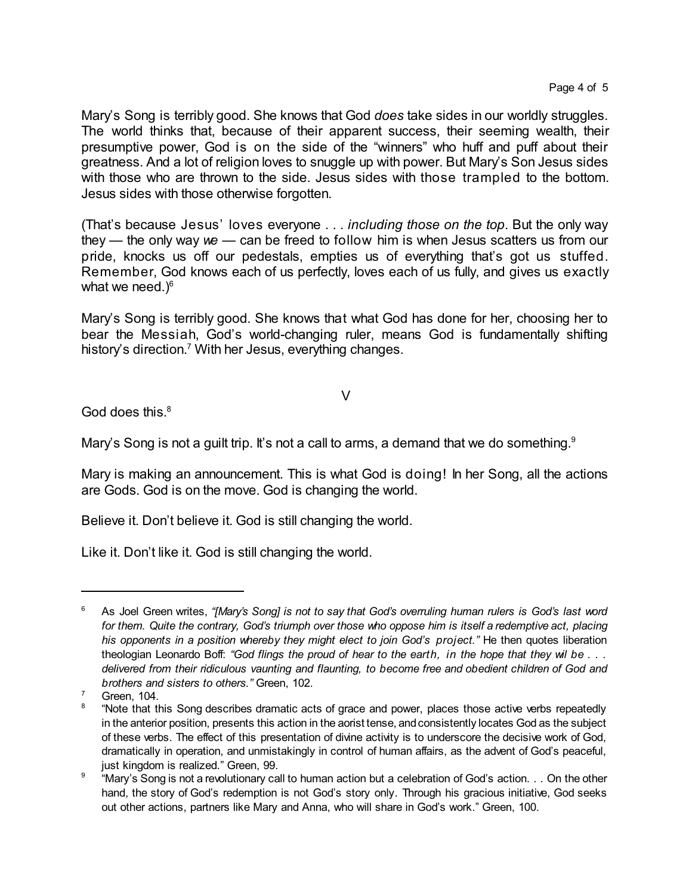Mary's Song is terribly good. She knows that God *does* take sides in our worldly struggles. The world thinks that, because of their apparent success, their seeming wealth, their presumptive power, God is on the side of the "winners" who huff and puff about their greatness. And a lot of religion loves to snuggle up with power. But Mary's Son Jesus sides with those who are thrown to the side. Jesus sides with those trampled to the bottom. Jesus sides with those otherwise forgotten.

(That's because Jesus' loves everyone . . . *including those on the top*. But the only way they — the only way *we* — can be freed to follow him is when Jesus scatters us from our pride, knocks us off our pedestals, empties us of everything that's got us stuffed. Remember, God knows each of us perfectly, loves each of us fully, and gives us exactly what we need.)[6]

Mary's Song is terribly good. She knows that what God has done for her, choosing her to bear the Messiah, God's world-changing ruler, means God is fundamentally shifting history's direction.[7] With her Jesus, everything changes.

## V

God does this.[8]

Mary's Song is not a guilt trip. It's not a call to arms, a demand that we do something.[9]

Mary is making an announcement. This is what God is doing! In her Song, all the actions are Gods. God is on the move. God is changing the world.

Believe it. Don't believe it. God is still changing the world.

Like it. Don't like it. God is still changing the world.

---

[6] As Joel Green writes, *"[Mary's Song] is not to say that God's overruling human rulers is God's last word for them. Quite the contrary, God's triumph over those who oppose him is itself a redemptive act, placing his opponents in a position whereby they might elect to join God's project."* He then quotes liberation theologian Leonardo Boff: *"God flings the proud of hear to the earth, in the hope that they wil be . . . delivered from their ridiculous vaunting and flaunting, to become free and obedient children of God and brothers and sisters to others."* Green, 102.

[7] Green, 104.

[8] "Note that this Song describes dramatic acts of grace and power, places those active verbs repeatedly in the anterior position, presents this action in the aorist tense, and consistently locates God as the subject of these verbs. The effect of this presentation of divine activity is to underscore the decisive work of God, dramatically in operation, and unmistakingly in control of human affairs, as the advent of God's peaceful, just kingdom is realized." Green, 99.

[9] "Mary's Song is not a revolutionary call to human action but a celebration of God's action. . . On the other hand, the story of God's redemption is not God's story only. Through his gracious initiative, God seeks out other actions, partners like Mary and Anna, who will share in God's work." Green, 100.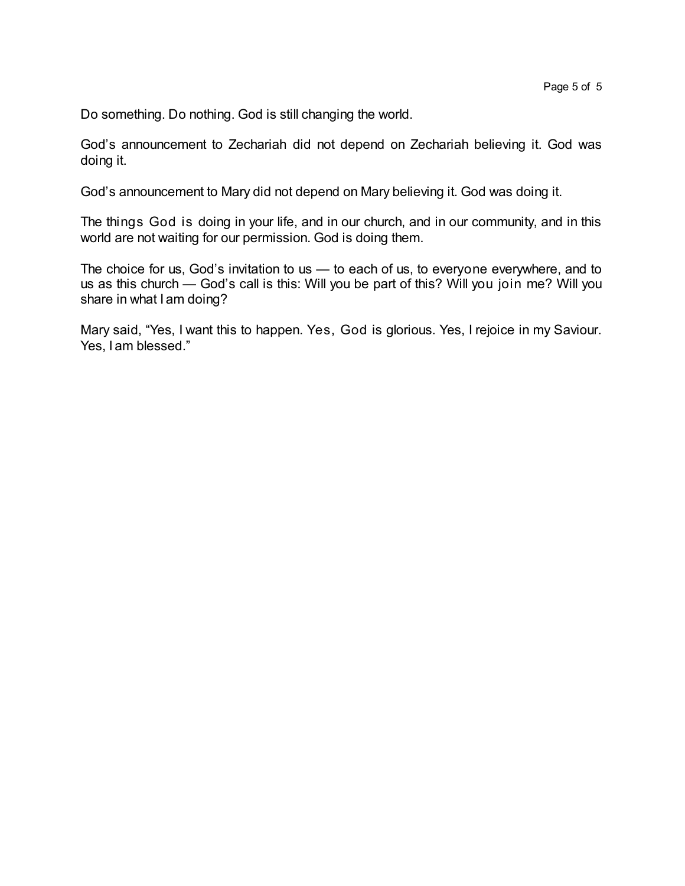Do something. Do nothing. God is still changing the world.

God's announcement to Zechariah did not depend on Zechariah believing it. God was doing it.

God's announcement to Mary did not depend on Mary believing it. God was doing it.

The things God is doing in your life, and in our church, and in our community, and in this world are not waiting for our permission. God is doing them.

The choice for us, God's invitation to us — to each of us, to everyone everywhere, and to us as this church — God's call is this: Will you be part of this? Will you join me? Will you share in what I am doing?

Mary said, "Yes, I want this to happen. Yes, God is glorious. Yes, I rejoice in my Saviour. Yes, I am blessed."